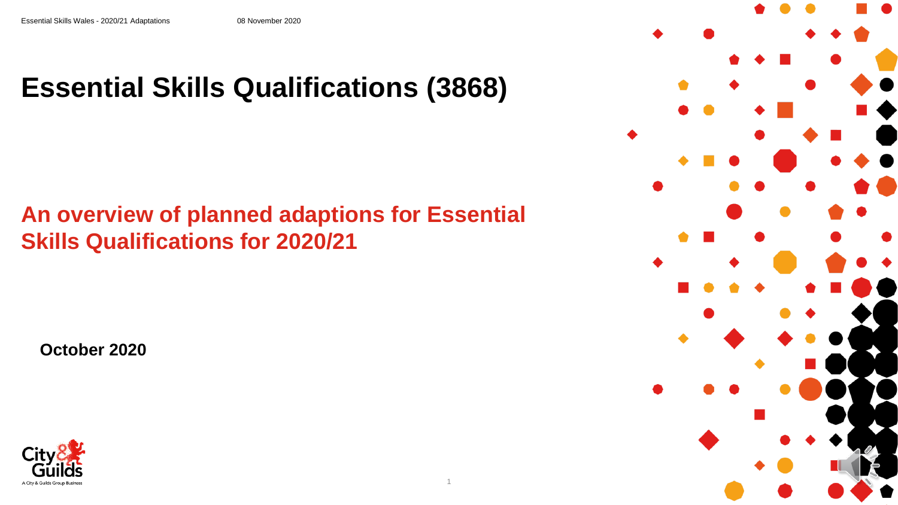# Essential Skills Qualifications (3868)

## An overview of planned adaptions for Essential Skills Qualifications for 2020/21

**October 2020**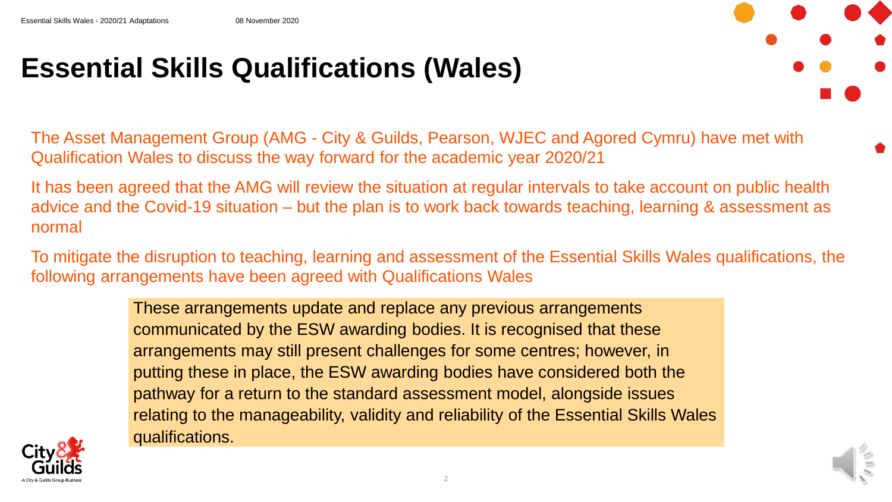# Essential Skills Qualifications (Wales)

The Asset Management Group (AMG - City & Guilds, Pearson, WJEC and Agored Cymru) have met with Qualification Wales to discuss the way forward for the academic year 2020/21

It has been agreed that the AMG will review the situation at regular intervals to take account on public health advice and the Covid-19 situation – but the plan is to work back towards teaching, learning & assessment as normal

To mitigate the disruption to teaching, learning and assessment of the Essential Skills Wales qualifications, the following arrangements have been agreed with Qualifications Wales

> These arrangements update and replace any previous arrangements communicated by the ESW awarding bodies. It is recognised that these arrangements may still present challenges for some centres; however, in putting these in place, the ESW awarding bodies have considered both the pathway for a return to the standard assessment model, alongside issues relating to the manageability, validity and reliability of the Essential Skills Wales qualifications.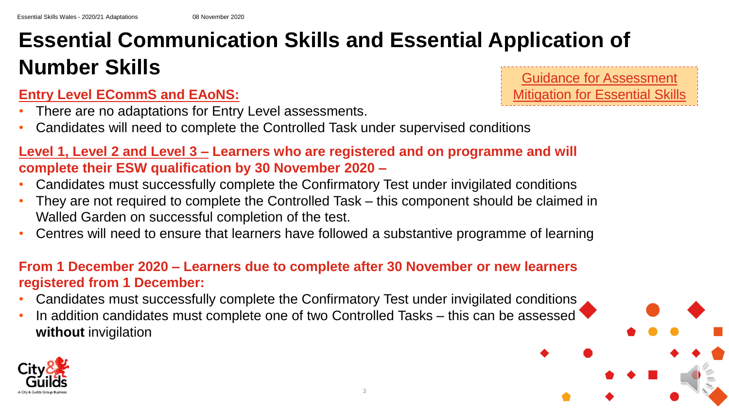# Essential Communication Skills and Essential Application of Number Skills

Guidance for Assessment Mitigation for Essential Skills

**Entry Level ECommS and EAoNS:**

- There are no adaptations for Entry Level assessments.
- Candidates will need to complete the Controlled Task under supervised conditions

**Level 1, Level 2 and Level 3 – Learners who are registered and on programme and will complete their ESW qualification by 30 November 2020 –**

- Candidates must successfully complete the Confirmatory Test under invigilated conditions
- They are not required to complete the Controlled Task – this component should be claimed in Walled Garden on successful completion of the test.
- Centres will need to ensure that learners have followed a substantive programme of learning

**From 1 December 2020 – Learners due to complete after 30 November or new learners registered from 1 December:**

- Candidates must successfully complete the Confirmatory Test under invigilated conditions
- In addition candidates must complete one of two Controlled Tasks – this can be assessed **without** invigilation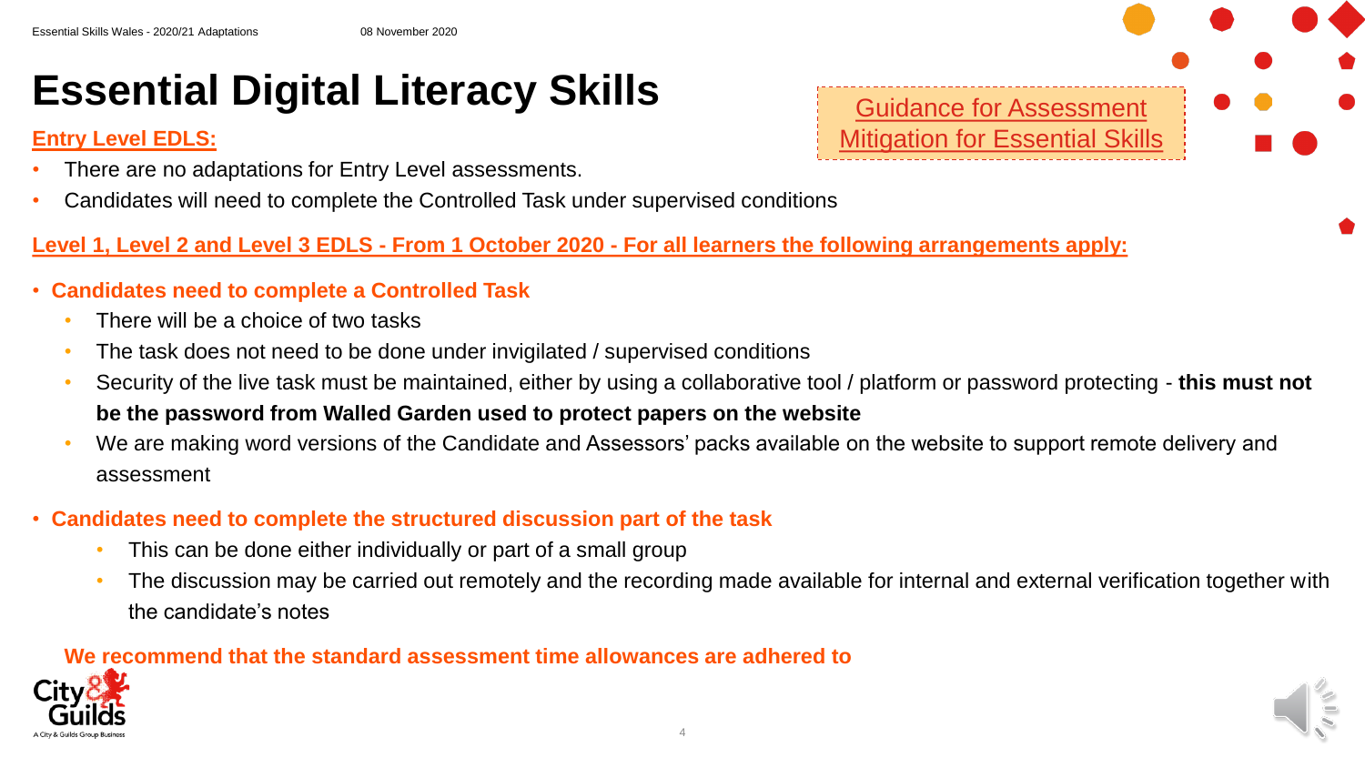# Essential Digital Literacy Skills

Guidance for Assessment Mitigation for Essential Skills

**Entry Level EDLS:**

- There are no adaptations for Entry Level assessments.
- Candidates will need to complete the Controlled Task under supervised conditions

**Level 1, Level 2 and Level 3 EDLS - From 1 October 2020 - For all learners the following arrangements apply:**

- **Candidates need to complete a Controlled Task**
  - There will be a choice of two tasks
  - The task does not need to be done under invigilated / supervised conditions
  - Security of the live task must be maintained, either by using a collaborative tool / platform or password protecting - **this must not be the password from Walled Garden used to protect papers on the website**
  - We are making word versions of the Candidate and Assessors' packs available on the website to support remote delivery and assessment
- **Candidates need to complete the structured discussion part of the task**
  - This can be done either individually or part of a small group
  - The discussion may be carried out remotely and the recording made available for internal and external verification together with the candidate's notes

**We recommend that the standard assessment time allowances are adhered to**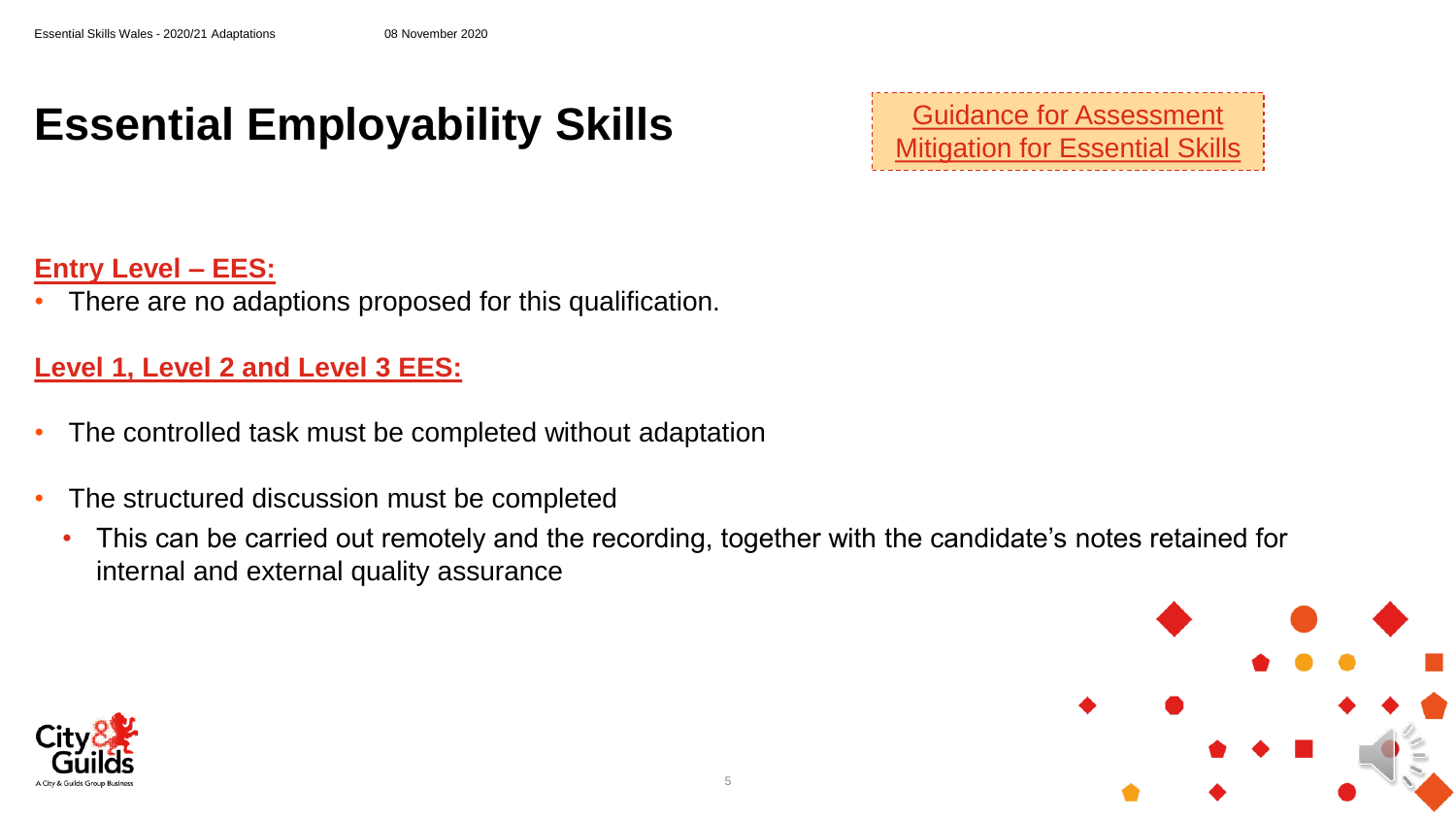# Essential Employability Skills

Guidance for Assessment Mitigation for Essential Skills

**Entry Level – EES:**

- There are no adaptions proposed for this qualification.

**Level 1, Level 2 and Level 3 EES:**

- The controlled task must be completed without adaptation
- The structured discussion must be completed
  - This can be carried out remotely and the recording, together with the candidate's notes retained for internal and external quality assurance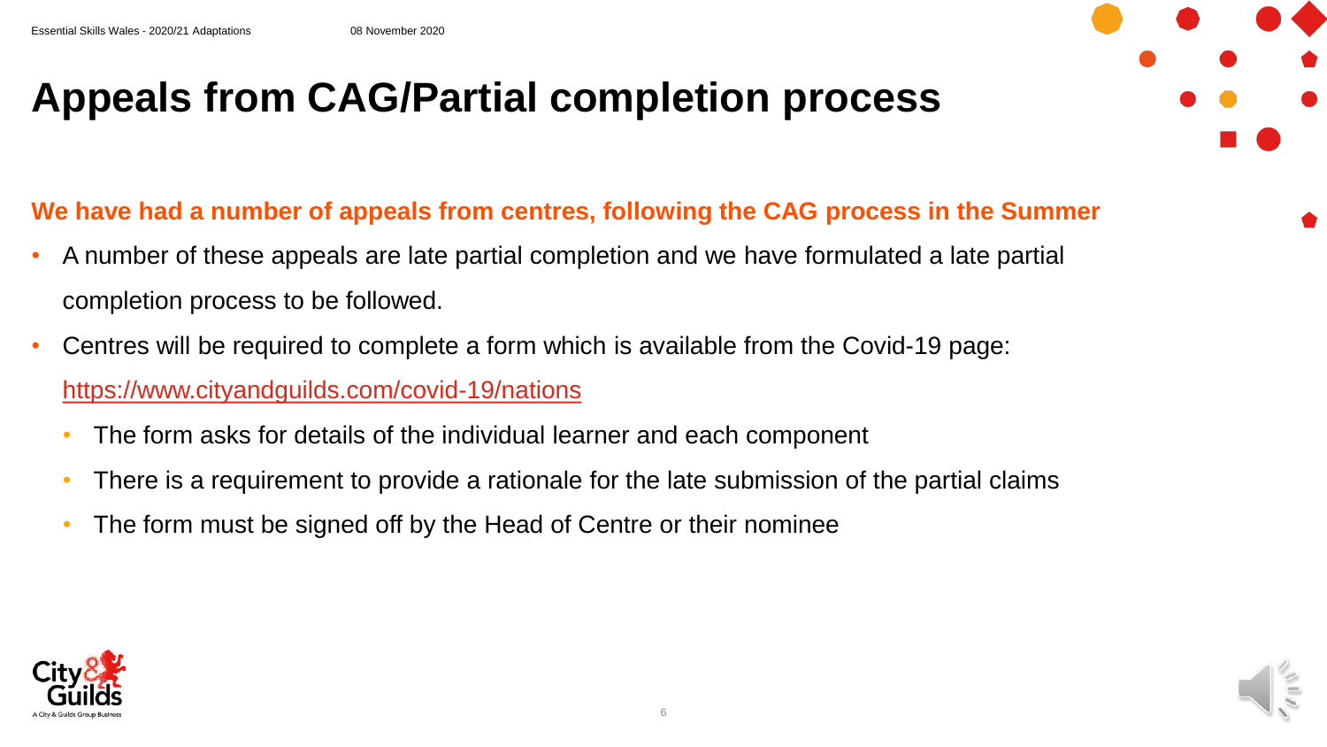# Appeals from CAG/Partial completion process

**We have had a number of appeals from centres, following the CAG process in the Summer**

- A number of these appeals are late partial completion and we have formulated a late partial completion process to be followed.
- Centres will be required to complete a form which is available from the Covid-19 page: https://www.cityandguilds.com/covid-19/nations
  - The form asks for details of the individual learner and each component
  - There is a requirement to provide a rationale for the late submission of the partial claims
  - The form must be signed off by the Head of Centre or their nominee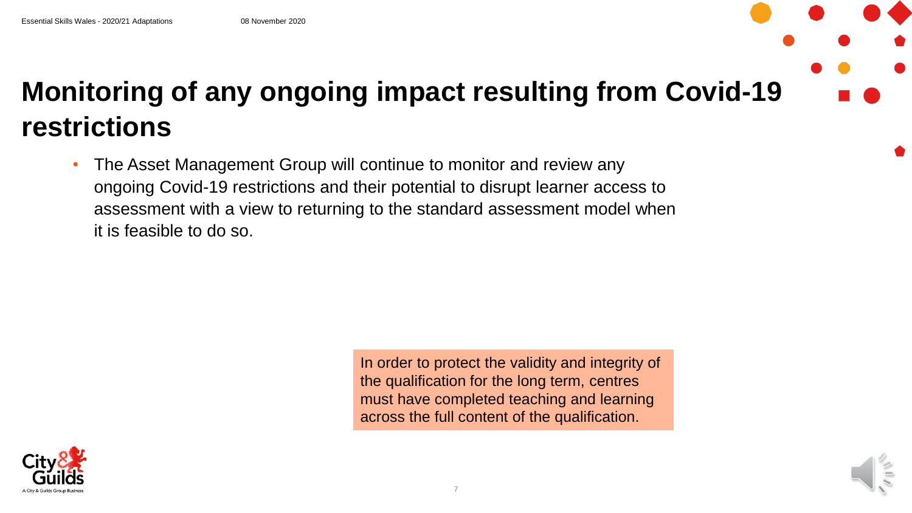# Monitoring of any ongoing impact resulting from Covid-19 restrictions

- The Asset Management Group will continue to monitor and review any ongoing Covid-19 restrictions and their potential to disrupt learner access to assessment with a view to returning to the standard assessment model when it is feasible to do so.

In order to protect the validity and integrity of the qualification for the long term, centres must have completed teaching and learning across the full content of the qualification.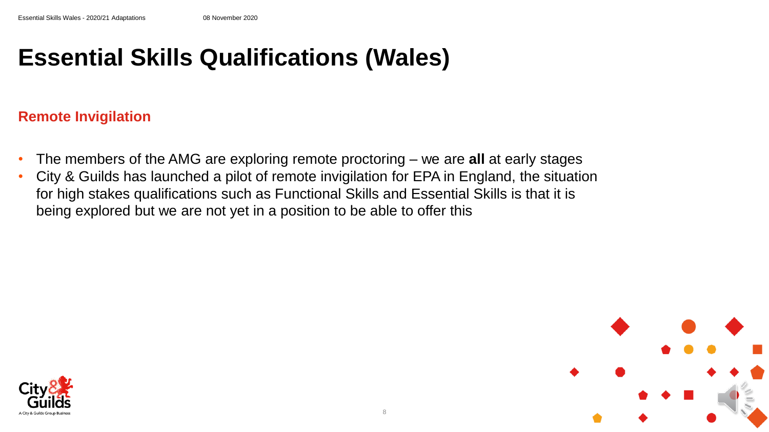# Essential Skills Qualifications (Wales)

## Remote Invigilation

- The members of the AMG are exploring remote proctoring – we are **all** at early stages
- City & Guilds has launched a pilot of remote invigilation for EPA in England, the situation for high stakes qualifications such as Functional Skills and Essential Skills is that it is being explored but we are not yet in a position to be able to offer this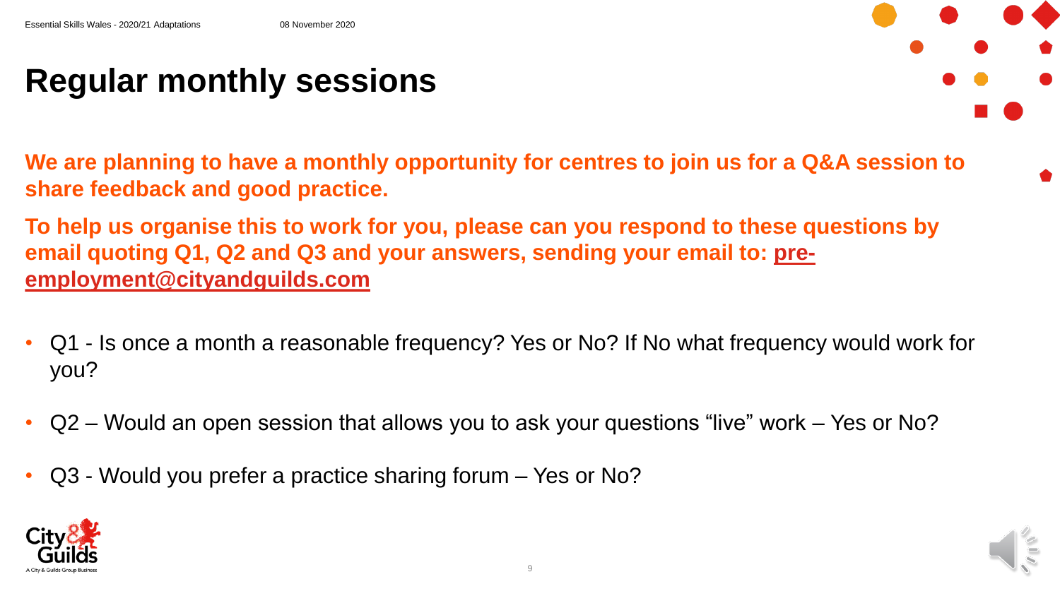# Regular monthly sessions

**We are planning to have a monthly opportunity for centres to join us for a Q&A session to share feedback and good practice.**

**To help us organise this to work for you, please can you respond to these questions by email quoting Q1, Q2 and Q3 and your answers, sending your email to: pre-employment@cityandguilds.com**

- Q1 - Is once a month a reasonable frequency? Yes or No? If No what frequency would work for you?
- Q2 – Would an open session that allows you to ask your questions "live" work – Yes or No?
- Q3 - Would you prefer a practice sharing forum – Yes or No?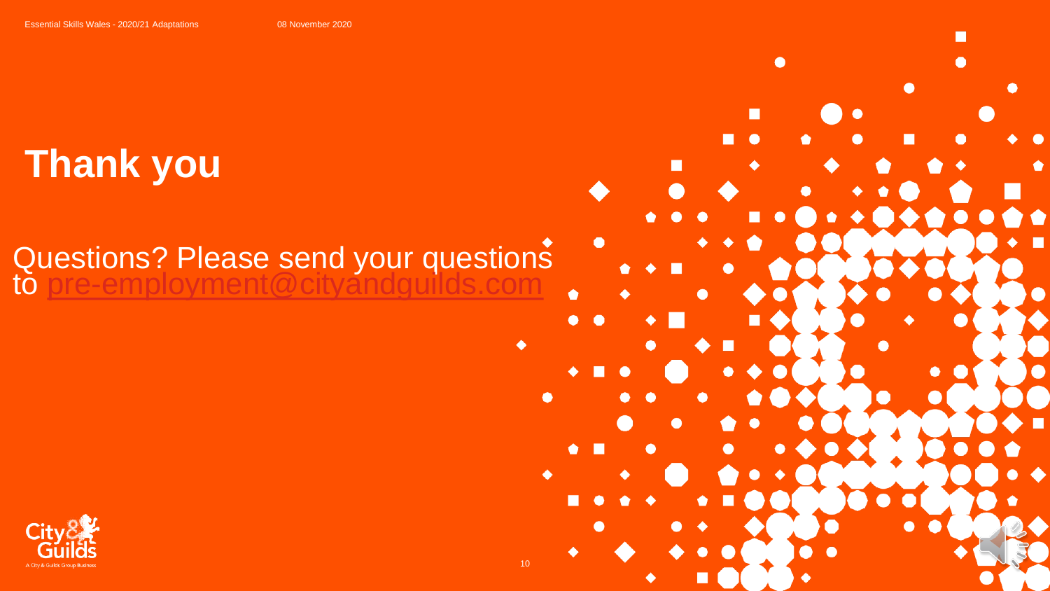# Thank you

Questions? Please send your questions to pre-employment@cityandguilds.com